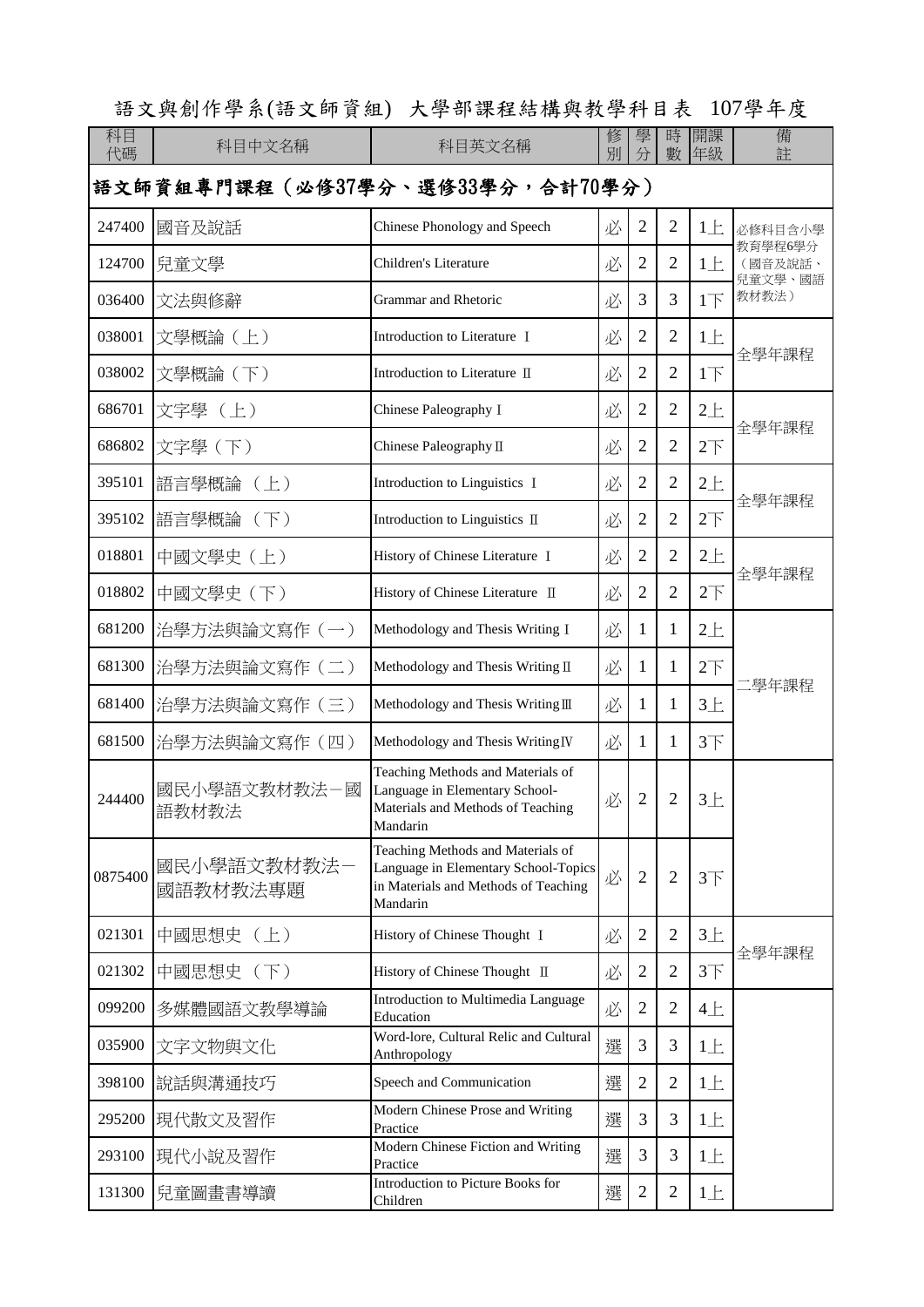# 語文與創作學系(語文師資組) 大學部課程結構與教學科目表 107學年度

| 科目代碼 | 科目中文名稱 | 科目英文名稱 | 修別 | 學分 | 時數 | 開課年級 | 備註 |
|---|---|---|---|---|---|---|---|
| **語文師資組專門課程（必修37學分、選修33學分，合計70學分）** | | | | | | | |
| 247400 | 國音及說話 | Chinese Phonology and Speech | 必 | 2 | 2 | 1上 | 必修科目含小學教育學程6學分（國音及說話、兒童文學、國語教材教法） |
| 124700 | 兒童文學 | Children's Literature | 必 | 2 | 2 | 1上 | |
| 036400 | 文法與修辭 | Grammar and Rhetoric | 必 | 3 | 3 | 1下 | |
| 038001 | 文學概論（上） | Introduction to Literature Ⅰ | 必 | 2 | 2 | 1上 | 全學年課程 |
| 038002 | 文學概論（下） | Introduction to Literature Ⅱ | 必 | 2 | 2 | 1下 | |
| 686701 | 文字學（上） | Chinese Paleography Ⅰ | 必 | 2 | 2 | 2上 | 全學年課程 |
| 686802 | 文字學（下） | Chinese Paleography Ⅱ | 必 | 2 | 2 | 2下 | |
| 395101 | 語言學概論（上） | Introduction to Linguistics Ⅰ | 必 | 2 | 2 | 2上 | 全學年課程 |
| 395102 | 語言學概論（下） | Introduction to Linguistics Ⅱ | 必 | 2 | 2 | 2下 | |
| 018801 | 中國文學史（上） | History of Chinese Literature Ⅰ | 必 | 2 | 2 | 2上 | 全學年課程 |
| 018802 | 中國文學史（下） | History of Chinese Literature Ⅱ | 必 | 2 | 2 | 2下 | |
| 681200 | 治學方法與論文寫作（一） | Methodology and Thesis Writing Ⅰ | 必 | 1 | 1 | 2上 | 二學年課程 |
| 681300 | 治學方法與論文寫作（二） | Methodology and Thesis Writing Ⅱ | 必 | 1 | 1 | 2下 | |
| 681400 | 治學方法與論文寫作（三） | Methodology and Thesis Writing Ⅲ | 必 | 1 | 1 | 3上 | |
| 681500 | 治學方法與論文寫作（四） | Methodology and Thesis Writing Ⅳ | 必 | 1 | 1 | 3下 | |
| 244400 | 國民小學語文教材教法－國語教材教法 | Teaching Methods and Materials of Language in Elementary School-Materials and Methods of Teaching Mandarin | 必 | 2 | 2 | 3上 | |
| 0875400 | 國民小學語文教材教法－國語教材教法專題 | Teaching Methods and Materials of Language in Elementary School-Topics in Materials and Methods of Teaching Mandarin | 必 | 2 | 2 | 3下 | |
| 021301 | 中國思想史（上） | History of Chinese Thought Ⅰ | 必 | 2 | 2 | 3上 | 全學年課程 |
| 021302 | 中國思想史（下） | History of Chinese Thought Ⅱ | 必 | 2 | 2 | 3下 | |
| 099200 | 多媒體國語文教學導論 | Introduction to Multimedia Language Education | 必 | 2 | 2 | 4上 | |
| 035900 | 文字文物與文化 | Word-lore, Cultural Relic and Cultural Anthropology | 選 | 3 | 3 | 1上 | |
| 398100 | 說話與溝通技巧 | Speech and Communication | 選 | 2 | 2 | 1上 | |
| 295200 | 現代散文及習作 | Modern Chinese Prose and Writing Practice | 選 | 3 | 3 | 1上 | |
| 293100 | 現代小說及習作 | Modern Chinese Fiction and Writing Practice | 選 | 3 | 3 | 1上 | |
| 131300 | 兒童圖畫書導讀 | Introduction to Picture Books for Children | 選 | 2 | 2 | 1上 | |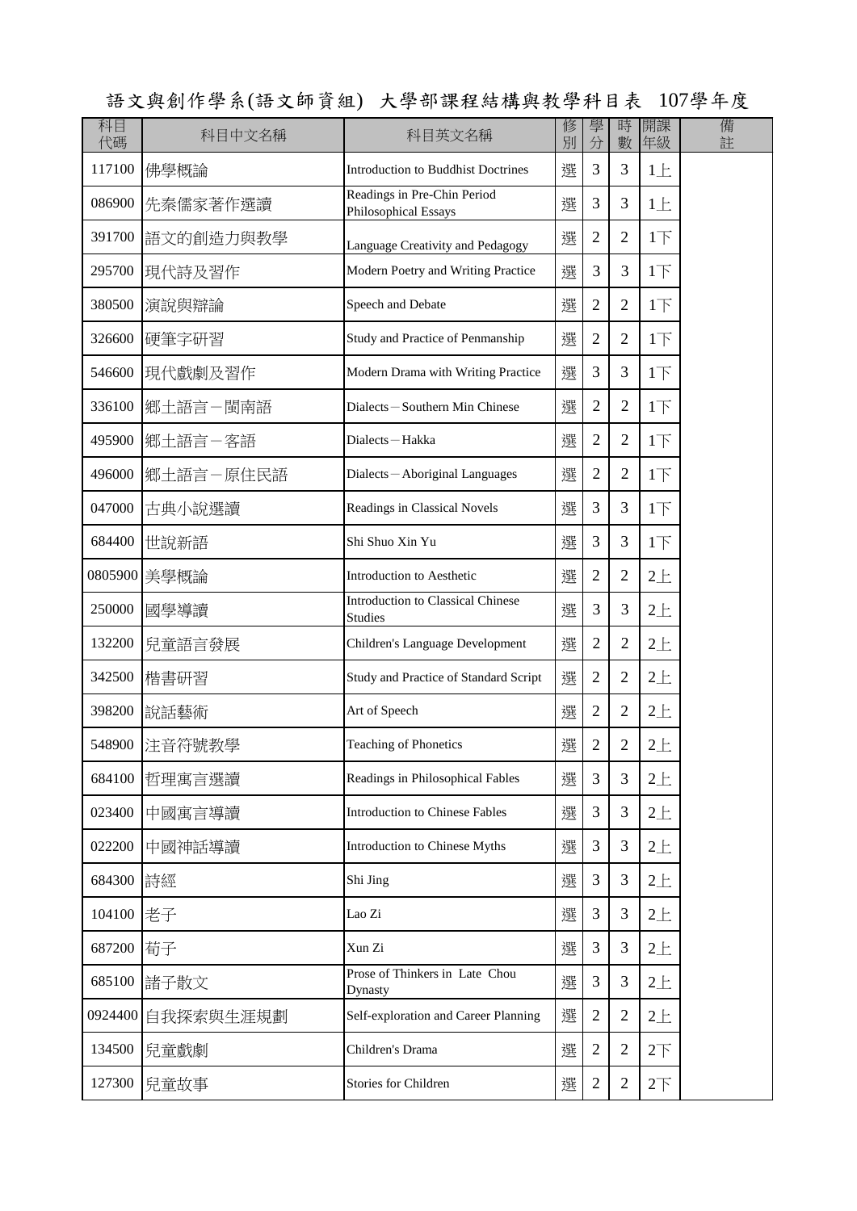# 語文與創作學系(語文師資組) 大學部課程結構與教學科目表 107學年度

| 科目代碼 | 科目中文名稱 | 科目英文名稱 | 修別 | 學分 | 時數 | 開課年級 | 備註 |
|---|---|---|---|---|---|---|---|
| 117100 | 佛學概論 | Introduction to Buddhist Doctrines | 選 | 3 | 3 | 1上 | |
| 086900 | 先秦儒家著作選讀 | Readings in Pre-Chin Period Philosophical Essays | 選 | 3 | 3 | 1上 | |
| 391700 | 語文的創造力與教學 | Language Creativity and Pedagogy | 選 | 2 | 2 | 1下 | |
| 295700 | 現代詩及習作 | Modern Poetry and Writing Practice | 選 | 3 | 3 | 1下 | |
| 380500 | 演說與辯論 | Speech and Debate | 選 | 2 | 2 | 1下 | |
| 326600 | 硬筆字研習 | Study and Practice of Penmanship | 選 | 2 | 2 | 1下 | |
| 546600 | 現代戲劇及習作 | Modern Drama with Writing Practice | 選 | 3 | 3 | 1下 | |
| 336100 | 鄉土語言－閩南語 | Dialects－Southern Min Chinese | 選 | 2 | 2 | 1下 | |
| 495900 | 鄉土語言－客語 | Dialects－Hakka | 選 | 2 | 2 | 1下 | |
| 496000 | 鄉土語言－原住民語 | Dialects－Aboriginal Languages | 選 | 2 | 2 | 1下 | |
| 047000 | 古典小說選讀 | Readings in Classical Novels | 選 | 3 | 3 | 1下 | |
| 684400 | 世說新語 | Shi Shuo Xin Yu | 選 | 3 | 3 | 1下 | |
| 0805900 | 美學概論 | Introduction to Aesthetic | 選 | 2 | 2 | 2上 | |
| 250000 | 國學導讀 | Introduction to Classical Chinese Studies | 選 | 3 | 3 | 2上 | |
| 132200 | 兒童語言發展 | Children's Language Development | 選 | 2 | 2 | 2上 | |
| 342500 | 楷書研習 | Study and Practice of Standard Script | 選 | 2 | 2 | 2上 | |
| 398200 | 說話藝術 | Art of Speech | 選 | 2 | 2 | 2上 | |
| 548900 | 注音符號教學 | Teaching of Phonetics | 選 | 2 | 2 | 2上 | |
| 684100 | 哲理寓言選讀 | Readings in Philosophical Fables | 選 | 3 | 3 | 2上 | |
| 023400 | 中國寓言導讀 | Introduction to Chinese Fables | 選 | 3 | 3 | 2上 | |
| 022200 | 中國神話導讀 | Introduction to Chinese Myths | 選 | 3 | 3 | 2上 | |
| 684300 | 詩經 | Shi Jing | 選 | 3 | 3 | 2上 | |
| 104100 | 老子 | Lao Zi | 選 | 3 | 3 | 2上 | |
| 687200 | 荀子 | Xun Zi | 選 | 3 | 3 | 2上 | |
| 685100 | 諸子散文 | Prose of Thinkers in Late Chou Dynasty | 選 | 3 | 3 | 2上 | |
| 0924400 | 自我探索與生涯規劃 | Self-exploration and Career Planning | 選 | 2 | 2 | 2上 | |
| 134500 | 兒童戲劇 | Children's Drama | 選 | 2 | 2 | 2下 | |
| 127300 | 兒童故事 | Stories for Children | 選 | 2 | 2 | 2下 | |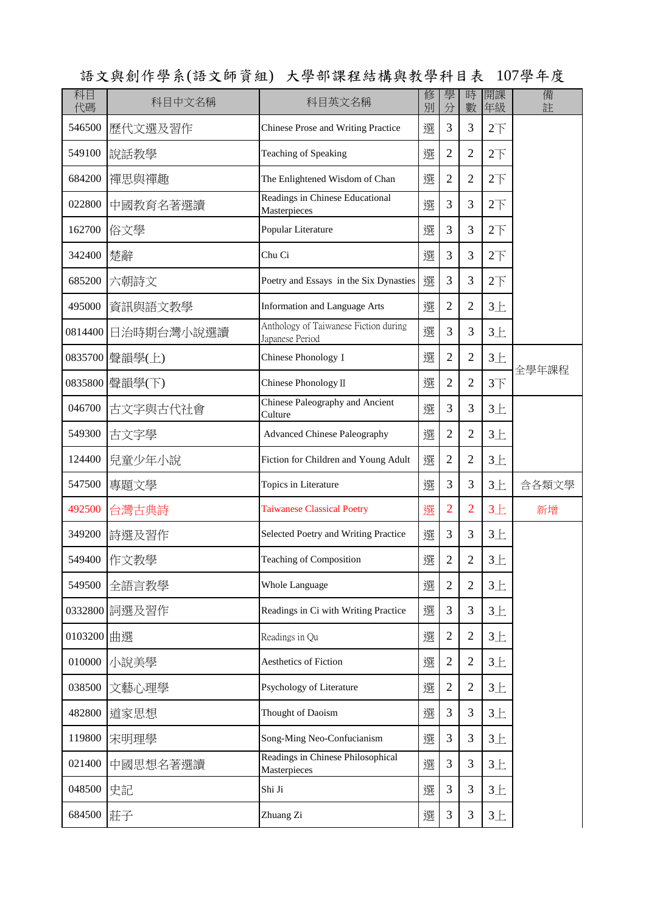# 語文與創作學系(語文師資組) 大學部課程結構與教學科目表 107學年度

| 科目代碼 | 科目中文名稱 | 科目英文名稱 | 修別 | 學分 | 時數 | 開課年級 | 備註 |
|---|---|---|---|---|---|---|---|
| 546500 | 歷代文選及習作 | Chinese Prose and Writing Practice | 選 | 3 | 3 | 2下 | |
| 549100 | 說話教學 | Teaching of Speaking | 選 | 2 | 2 | 2下 | |
| 684200 | 禪思與禪趣 | The Enlightened Wisdom of Chan | 選 | 2 | 2 | 2下 | |
| 022800 | 中國教育名著選讀 | Readings in Chinese Educational Masterpieces | 選 | 3 | 3 | 2下 | |
| 162700 | 俗文學 | Popular Literature | 選 | 3 | 3 | 2下 | |
| 342400 | 楚辭 | Chu Ci | 選 | 3 | 3 | 2下 | |
| 685200 | 六朝詩文 | Poetry and Essays in the Six Dynasties | 選 | 3 | 3 | 2下 | |
| 495000 | 資訊與語文教學 | Information and Language Arts | 選 | 2 | 2 | 3上 | |
| 0814400 | 日治時期台灣小說選讀 | Anthology of Taiwanese Fiction during Japanese Period | 選 | 3 | 3 | 3上 | |
| 0835700 | 聲韻學(上) | Chinese Phonology I | 選 | 2 | 2 | 3上 | 全學年課程 |
| 0835800 | 聲韻學(下) | Chinese Phonology II | 選 | 2 | 2 | 3下 | |
| 046700 | 古文字與古代社會 | Chinese Paleography and Ancient Culture | 選 | 3 | 3 | 3上 | |
| 549300 | 古文字學 | Advanced Chinese Paleography | 選 | 2 | 2 | 3上 | |
| 124400 | 兒童少年小說 | Fiction for Children and Young Adult | 選 | 2 | 2 | 3上 | |
| 547500 | 專題文學 | Topics in Literature | 選 | 3 | 3 | 3上 | 含各類文學 |
| 492500 | 台灣古典詩 | Taiwanese Classical Poetry | 選 | 2 | 2 | 3上 | 新增 |
| 349200 | 詩選及習作 | Selected Poetry and Writing Practice | 選 | 3 | 3 | 3上 | |
| 549400 | 作文教學 | Teaching of Composition | 選 | 2 | 2 | 3上 | |
| 549500 | 全語言教學 | Whole Language | 選 | 2 | 2 | 3上 | |
| 0332800 | 詞選及習作 | Readings in Ci with Writing Practice | 選 | 3 | 3 | 3上 | |
| 0103200 | 曲選 | Readings in Qu | 選 | 2 | 2 | 3上 | |
| 010000 | 小說美學 | Aesthetics of Fiction | 選 | 2 | 2 | 3上 | |
| 038500 | 文藝心理學 | Psychology of Literature | 選 | 2 | 2 | 3上 | |
| 482800 | 道家思想 | Thought of Daoism | 選 | 3 | 3 | 3上 | |
| 119800 | 宋明理學 | Song-Ming Neo-Confucianism | 選 | 3 | 3 | 3上 | |
| 021400 | 中國思想名著選讀 | Readings in Chinese Philosophical Masterpieces | 選 | 3 | 3 | 3上 | |
| 048500 | 史記 | Shi Ji | 選 | 3 | 3 | 3上 | |
| 684500 | 莊子 | Zhuang Zi | 選 | 3 | 3 | 3上 | |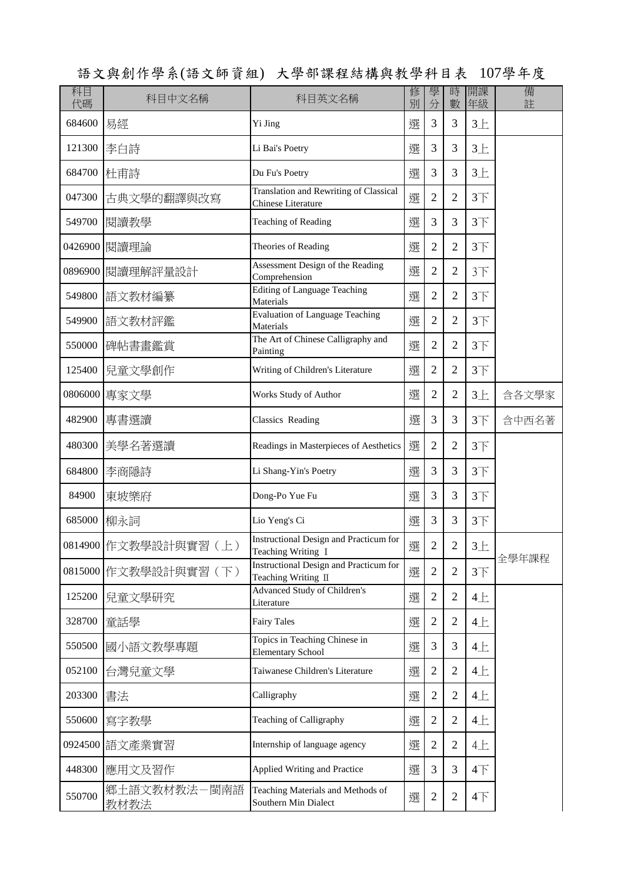# 語文與創作學系(語文師資組) 大學部課程結構與教學科目表 107學年度

| 科目代碼 | 科目中文名稱 | 科目英文名稱 | 修別 | 學分 | 時數 | 開課年級 | 備註 |
|---|---|---|---|---|---|---|---|
| 684600 | 易經 | Yi Jing | 選 | 3 | 3 | 3上 | |
| 121300 | 李白詩 | Li Bai's Poetry | 選 | 3 | 3 | 3上 | |
| 684700 | 杜甫詩 | Du Fu's Poetry | 選 | 3 | 3 | 3上 | |
| 047300 | 古典文學的翻譯與改寫 | Translation and Rewriting of Classical Chinese Literature | 選 | 2 | 2 | 3下 | |
| 549700 | 閱讀教學 | Teaching of Reading | 選 | 3 | 3 | 3下 | |
| 0426900 | 閱讀理論 | Theories of Reading | 選 | 2 | 2 | 3下 | |
| 0896900 | 閱讀理解評量設計 | Assessment Design of the Reading Comprehension | 選 | 2 | 2 | 3下 | |
| 549800 | 語文教材編纂 | Editing of Language Teaching Materials | 選 | 2 | 2 | 3下 | |
| 549900 | 語文教材評鑑 | Evaluation of Language Teaching Materials | 選 | 2 | 2 | 3下 | |
| 550000 | 碑帖書畫鑑賞 | The Art of Chinese Calligraphy and Painting | 選 | 2 | 2 | 3下 | |
| 125400 | 兒童文學創作 | Writing of Children's Literature | 選 | 2 | 2 | 3下 | |
| 0806000 | 專家文學 | Works Study of Author | 選 | 2 | 2 | 3上 | 含各文學家 |
| 482900 | 專書選讀 | Classics Reading | 選 | 3 | 3 | 3下 | 含中西名著 |
| 480300 | 美學名著選讀 | Readings in Masterpieces of Aesthetics | 選 | 2 | 2 | 3下 | |
| 684800 | 李商隱詩 | Li Shang-Yin's Poetry | 選 | 3 | 3 | 3下 | |
| 84900 | 東坡樂府 | Dong-Po Yue Fu | 選 | 3 | 3 | 3下 | |
| 685000 | 柳永詞 | Lio Yeng's Ci | 選 | 3 | 3 | 3下 | |
| 0814900 | 作文教學設計與實習（上） | Instructional Design and Practicum for Teaching Writing Ⅰ | 選 | 2 | 2 | 3上 | 全學年課程 |
| 0815000 | 作文教學設計與實習（下） | Instructional Design and Practicum for Teaching Writing Ⅱ | 選 | 2 | 2 | 3下 | |
| 125200 | 兒童文學研究 | Advanced Study of Children's Literature | 選 | 2 | 2 | 4上 | |
| 328700 | 童話學 | Fairy Tales | 選 | 2 | 2 | 4上 | |
| 550500 | 國小語文教學專題 | Topics in Teaching Chinese in Elementary School | 選 | 3 | 3 | 4上 | |
| 052100 | 台灣兒童文學 | Taiwanese Children's Literature | 選 | 2 | 2 | 4上 | |
| 203300 | 書法 | Calligraphy | 選 | 2 | 2 | 4上 | |
| 550600 | 寫字教學 | Teaching of Calligraphy | 選 | 2 | 2 | 4上 | |
| 0924500 | 語文產業實習 | Internship of language agency | 選 | 2 | 2 | 4上 | |
| 448300 | 應用文及習作 | Applied Writing and Practice | 選 | 3 | 3 | 4下 | |
| 550700 | 鄉土語文教材教法－閩南語教材教法 | Teaching Materials and Methods of Southern Min Dialect | 選 | 2 | 2 | 4下 | |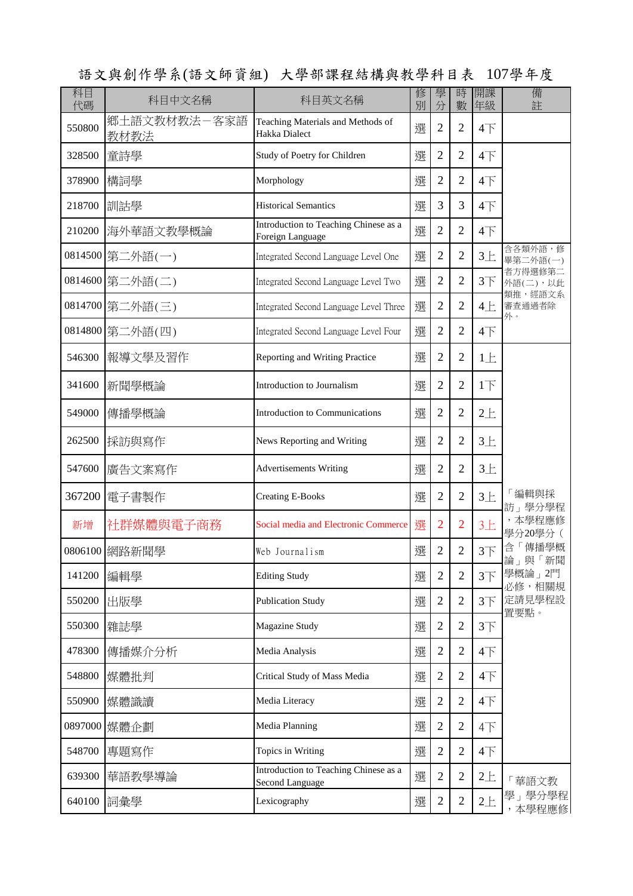# 語文與創作學系(語文師資組) 大學部課程結構與教學科目表 107學年度

| 科目代碼 | 科目中文名稱 | 科目英文名稱 | 修別 | 學分 | 時數 | 開課年級 | 備註 |
|---|---|---|---|---|---|---|---|
| 550800 | 鄉土語文教材教法－客家語教材教法 | Teaching Materials and Methods of Hakka Dialect | 選 | 2 | 2 | 4下 | |
| 328500 | 童詩學 | Study of Poetry for Children | 選 | 2 | 2 | 4下 | |
| 378900 | 構詞學 | Morphology | 選 | 2 | 2 | 4下 | |
| 218700 | 訓詁學 | Historical Semantics | 選 | 3 | 3 | 4下 | |
| 210200 | 海外華語文教學概論 | Introduction to Teaching Chinese as a Foreign Language | 選 | 2 | 2 | 4下 | |
| 0814500 | 第二外語(一) | Integrated Second Language Level One | 選 | 2 | 2 | 3上 | 含各類外語，修畢第二外語(一)者方得選修第二外語(二)，以此類推，經語文系審查通過者除外。 |
| 0814600 | 第二外語(二) | Integrated Second Language Level Two | 選 | 2 | 2 | 3下 | |
| 0814700 | 第二外語(三) | Integrated Second Language Level Three | 選 | 2 | 2 | 4上 | |
| 0814800 | 第二外語(四) | Integrated Second Language Level Four | 選 | 2 | 2 | 4下 | |
| 546300 | 報導文學及習作 | Reporting and Writing Practice | 選 | 2 | 2 | 1上 | 「編輯與採訪」學分學程，本學程應修學分20學分（含「傳播學概論」與「新聞學概論」2門必修，相關規定請見學程設置要點。 |
| 341600 | 新聞學概論 | Introduction to Journalism | 選 | 2 | 2 | 1下 | |
| 549000 | 傳播學概論 | Introduction to Communications | 選 | 2 | 2 | 2上 | |
| 262500 | 採訪與寫作 | News Reporting and Writing | 選 | 2 | 2 | 3上 | |
| 547600 | 廣告文案寫作 | Advertisements Writing | 選 | 2 | 2 | 3上 | |
| 367200 | 電子書製作 | Creating E-Books | 選 | 2 | 2 | 3上 | |
| 新增 | 社群媒體與電子商務 | Social media and Electronic Commerce | 選 | 2 | 2 | 3上 | |
| 0806100 | 網路新聞學 | Web Journalism | 選 | 2 | 2 | 3下 | |
| 141200 | 編輯學 | Editing Study | 選 | 2 | 2 | 3下 | |
| 550200 | 出版學 | Publication Study | 選 | 2 | 2 | 3下 | |
| 550300 | 雜誌學 | Magazine Study | 選 | 2 | 2 | 3下 | |
| 478300 | 傳播媒介分析 | Media Analysis | 選 | 2 | 2 | 4下 | |
| 548800 | 媒體批判 | Critical Study of Mass Media | 選 | 2 | 2 | 4下 | |
| 550900 | 媒體識讀 | Media Literacy | 選 | 2 | 2 | 4下 | |
| 0897000 | 媒體企劃 | Media Planning | 選 | 2 | 2 | 4下 | |
| 548700 | 專題寫作 | Topics in Writing | 選 | 2 | 2 | 4下 | |
| 639300 | 華語教學導論 | Introduction to Teaching Chinese as a Second Language | 選 | 2 | 2 | 2上 | 「華語文教學」學分學程，本學程應修 |
| 640100 | 詞彙學 | Lexicography | 選 | 2 | 2 | 2上 | |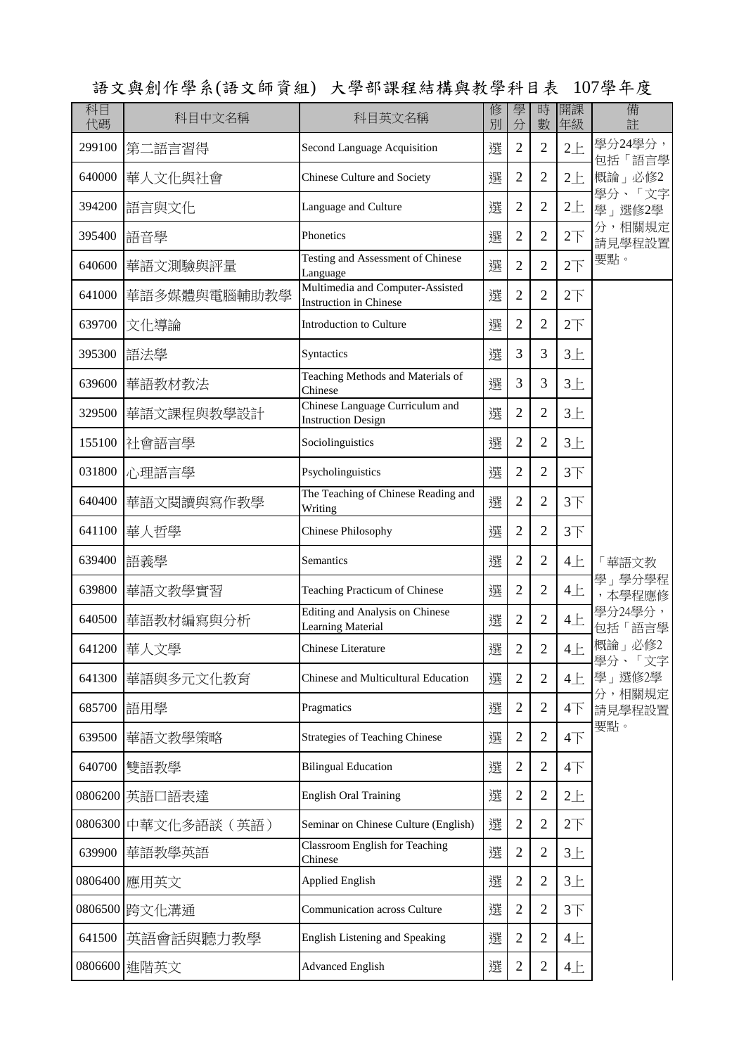# 語文與創作學系(語文師資組) 大學部課程結構與教學科目表 107學年度

| 科目代碼 | 科目中文名稱 | 科目英文名稱 | 修別 | 學分 | 時數 | 開課年級 | 備註 |
|---|---|---|---|---|---|---|---|
| 299100 | 第二語言習得 | Second Language Acquisition | 選 | 2 | 2 | 2上 | 學分24學分，包括「語言學概論」必修2學分、「文字學」選修2學分，相關規定請見學程設置要點。 |
| 640000 | 華人文化與社會 | Chinese Culture and Society | 選 | 2 | 2 | 2上 | |
| 394200 | 語言與文化 | Language and Culture | 選 | 2 | 2 | 2上 | |
| 395400 | 語音學 | Phonetics | 選 | 2 | 2 | 2下 | |
| 640600 | 華語文測驗與評量 | Testing and Assessment of Chinese Language | 選 | 2 | 2 | 2下 | |
| 641000 | 華語多媒體與電腦輔助教學 | Multimedia and Computer-Assisted Instruction in Chinese | 選 | 2 | 2 | 2下 | |
| 639700 | 文化導論 | Introduction to Culture | 選 | 2 | 2 | 2下 | |
| 395300 | 語法學 | Syntactics | 選 | 3 | 3 | 3上 | |
| 639600 | 華語教材教法 | Teaching Methods and Materials of Chinese | 選 | 3 | 3 | 3上 | |
| 329500 | 華語文課程與教學設計 | Chinese Language Curriculum and Instruction Design | 選 | 2 | 2 | 3上 | |
| 155100 | 社會語言學 | Sociolinguistics | 選 | 2 | 2 | 3上 | |
| 031800 | 心理語言學 | Psycholinguistics | 選 | 2 | 2 | 3下 | |
| 640400 | 華語文閱讀與寫作教學 | The Teaching of Chinese Reading and Writing | 選 | 2 | 2 | 3下 | |
| 641100 | 華人哲學 | Chinese Philosophy | 選 | 2 | 2 | 3下 | |
| 639400 | 語義學 | Semantics | 選 | 2 | 2 | 4上 | 「華語文教學」學分學程，本學程應修學分24學分，包括「語言學概論」必修2學分、「文字學」選修2學分，相關規定請見學程設置要點。 |
| 639800 | 華語文教學實習 | Teaching Practicum of Chinese | 選 | 2 | 2 | 4上 | |
| 640500 | 華語教材編寫與分析 | Editing and Analysis on Chinese Learning Material | 選 | 2 | 2 | 4上 | |
| 641200 | 華人文學 | Chinese Literature | 選 | 2 | 2 | 4上 | |
| 641300 | 華語與多元文化教育 | Chinese and Multicultural Education | 選 | 2 | 2 | 4上 | |
| 685700 | 語用學 | Pragmatics | 選 | 2 | 2 | 4下 | |
| 639500 | 華語文教學策略 | Strategies of Teaching Chinese | 選 | 2 | 2 | 4下 | |
| 640700 | 雙語教學 | Bilingual Education | 選 | 2 | 2 | 4下 | |
| 0806200 | 英語口語表達 | English Oral Training | 選 | 2 | 2 | 2上 | |
| 0806300 | 中華文化多語談（英語） | Seminar on Chinese Culture (English) | 選 | 2 | 2 | 2下 | |
| 639900 | 華語教學英語 | Classroom English for Teaching Chinese | 選 | 2 | 2 | 3上 | |
| 0806400 | 應用英文 | Applied English | 選 | 2 | 2 | 3上 | |
| 0806500 | 跨文化溝通 | Communication across Culture | 選 | 2 | 2 | 3下 | |
| 641500 | 英語會話與聽力教學 | English Listening and Speaking | 選 | 2 | 2 | 4上 | |
| 0806600 | 進階英文 | Advanced English | 選 | 2 | 2 | 4上 | |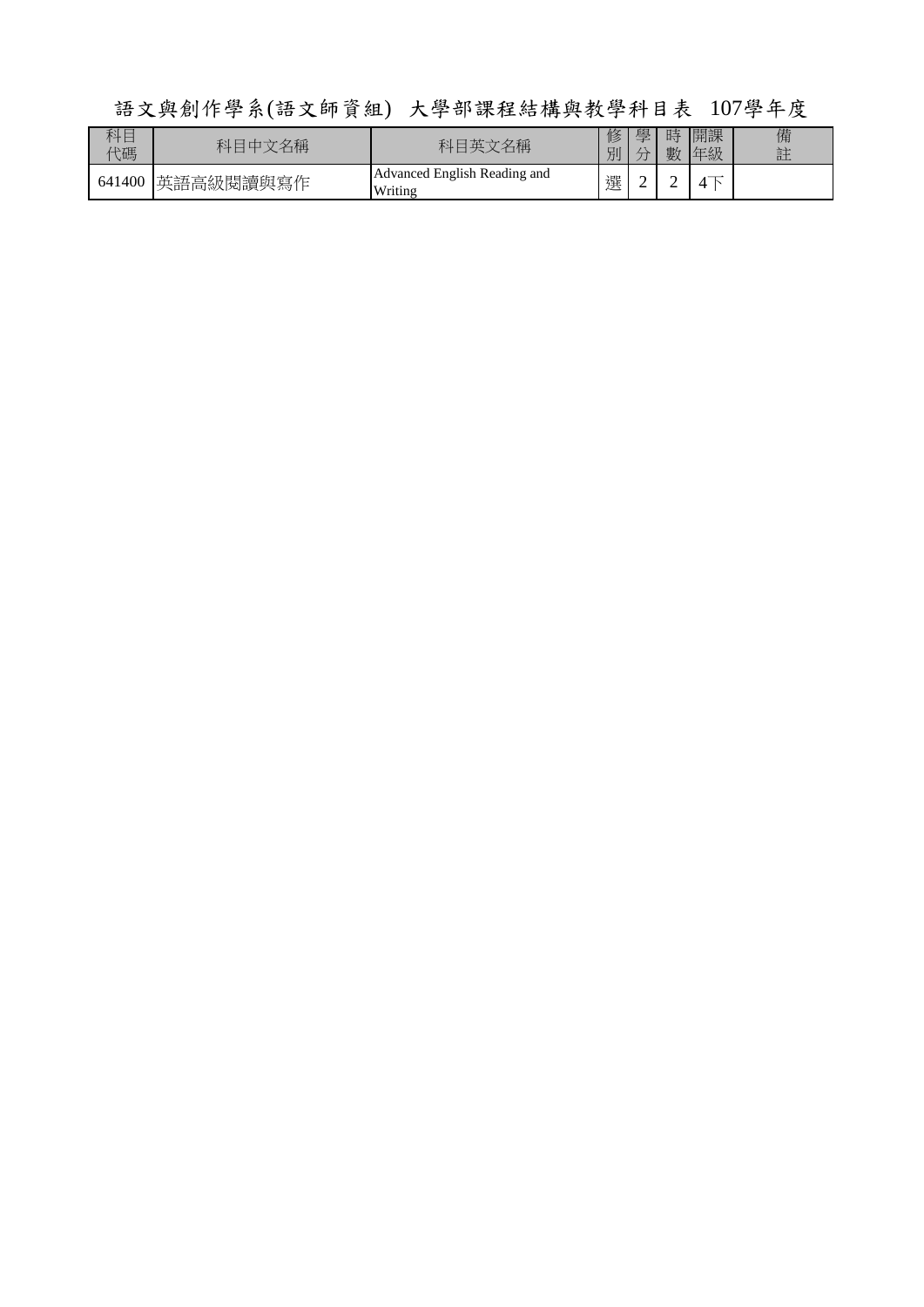# 語文與創作學系(語文師資組) 大學部課程結構與教學科目表 107學年度

| 科目代碼 | 科目中文名稱 | 科目英文名稱 | 修別 | 學分 | 時數 | 開課年級 | 備註 |
|---|---|---|---|---|---|---|---|
| 641400 | 英語高級閱讀與寫作 | Advanced English Reading and Writing | 選 | 2 | 2 | 4下 | |